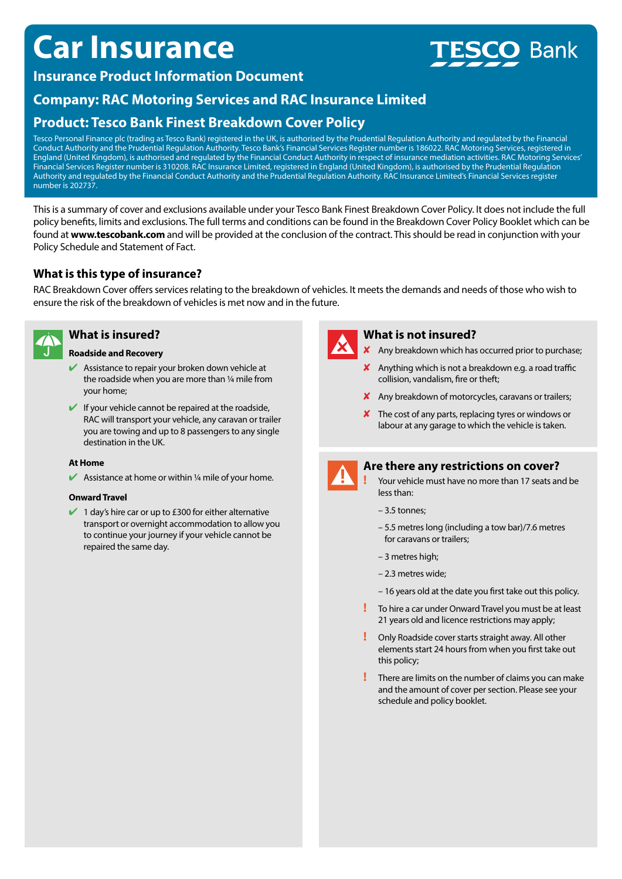# Car Insurance

TESCO Bank

## Insurance Product Information Document

## Company: RAC Motoring Services and RAC Insurance Limited

## Product: Tesco Bank Finest Breakdown Cover Policy

Tesco Personal Finance plc (trading as Tesco Bank) registered in the UK, is authorised by the Prudential Regulation Authority and regulated by the Financial Conduct Authority and the Prudential Regulation Authority. Tesco Bank's Financial Services Register number is 186022. RAC Motoring Services, registered in England (United Kingdom), is authorised and regulated by the Financial Conduct Authority in respect of insurance mediation activities. RAC Motoring Services' Financial Services Register number is 310208. RAC Insurance Limited, registered in England (United Kingdom), is authorised by the Prudential Regulation Authority and regulated by the Financial Conduct Authority and the Prudential Regulation Authority. RAC Insurance Limited's Financial Services register number is 202737.

This is a summary of cover and exclusions available under your Tesco Bank Finest Breakdown Cover Policy. It does not include the full policy benefits, limits and exclusions. The full terms and conditions can be found in the Breakdown Cover Policy Booklet which can be found at **www.tescobank.com** and will be provided at the conclusion of the contract. This should be read in conjunction with your Policy Schedule and Statement of Fact.

### What is this type of insurance?

RAC Breakdown Cover offers services relating to the breakdown of vehicles. It meets the demands and needs of those who wish to ensure the risk of the breakdown of vehicles is met now and in the future.

### What is insured?

**Roadside and Recovery**

- ✔ Assistance to repair your broken down vehicle at the roadside when you are more than ¼ mile from your home;
- ✔ If your vehicle cannot be repaired at the roadside, RAC will transport your vehicle, any caravan or trailer you are towing and up to 8 passengers to any single destination in the UK.

**At Home**

- ✔ Assistance at home or within ¼ mile of your home.

**Onward Travel**

- ✔ 1 day's hire car or up to £300 for either alternative transport or overnight accommodation to allow you to continue your journey if your vehicle cannot be repaired the same day.

### What is not insured?

- ✘ Any breakdown which has occurred prior to purchase;
- ✘ Anything which is not a breakdown e.g. a road traffic collision, vandalism, fire or theft;
- ✘ Any breakdown of motorcycles, caravans or trailers;
- ✘ The cost of any parts, replacing tyres or windows or labour at any garage to which the vehicle is taken.

### Are there any restrictions on cover?

- ! Your vehicle must have no more than 17 seats and be less than:
  - 3.5 tonnes;
  - 5.5 metres long (including a tow bar)/7.6 metres for caravans or trailers;
  - 3 metres high;
  - 2.3 metres wide;
  - 16 years old at the date you first take out this policy.
- ! To hire a car under Onward Travel you must be at least 21 years old and licence restrictions may apply;
- ! Only Roadside cover starts straight away. All other elements start 24 hours from when you first take out this policy;
- ! There are limits on the number of claims you can make and the amount of cover per section. Please see your schedule and policy booklet.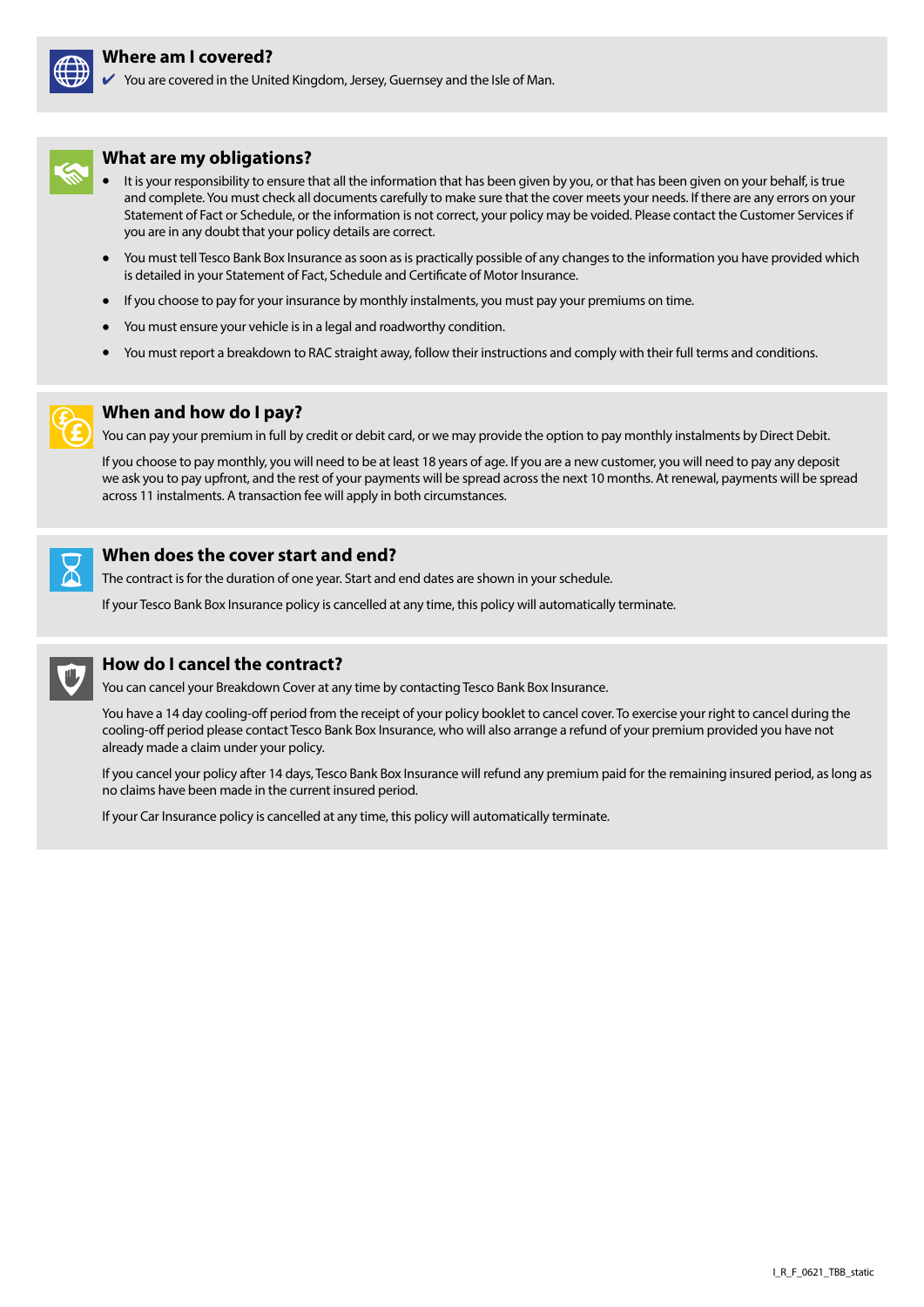## Where am I covered?

✔ You are covered in the United Kingdom, Jersey, Guernsey and the Isle of Man.

## What are my obligations?

- It is your responsibility to ensure that all the information that has been given by you, or that has been given on your behalf, is true and complete. You must check all documents carefully to make sure that the cover meets your needs. If there are any errors on your Statement of Fact or Schedule, or the information is not correct, your policy may be voided. Please contact the Customer Services if you are in any doubt that your policy details are correct.
- You must tell Tesco Bank Box Insurance as soon as is practically possible of any changes to the information you have provided which is detailed in your Statement of Fact, Schedule and Certificate of Motor Insurance.
- If you choose to pay for your insurance by monthly instalments, you must pay your premiums on time.
- You must ensure your vehicle is in a legal and roadworthy condition.
- You must report a breakdown to RAC straight away, follow their instructions and comply with their full terms and conditions.

## When and how do I pay?

You can pay your premium in full by credit or debit card, or we may provide the option to pay monthly instalments by Direct Debit.

If you choose to pay monthly, you will need to be at least 18 years of age. If you are a new customer, you will need to pay any deposit we ask you to pay upfront, and the rest of your payments will be spread across the next 10 months. At renewal, payments will be spread across 11 instalments. A transaction fee will apply in both circumstances.

## When does the cover start and end?

The contract is for the duration of one year. Start and end dates are shown in your schedule.

If your Tesco Bank Box Insurance policy is cancelled at any time, this policy will automatically terminate.

## How do I cancel the contract?

You can cancel your Breakdown Cover at any time by contacting Tesco Bank Box Insurance.

You have a 14 day cooling-off period from the receipt of your policy booklet to cancel cover. To exercise your right to cancel during the cooling-off period please contact Tesco Bank Box Insurance, who will also arrange a refund of your premium provided you have not already made a claim under your policy.

If you cancel your policy after 14 days, Tesco Bank Box Insurance will refund any premium paid for the remaining insured period, as long as no claims have been made in the current insured period.

If your Car Insurance policy is cancelled at any time, this policy will automatically terminate.

I_R_F_0621_TBB_static